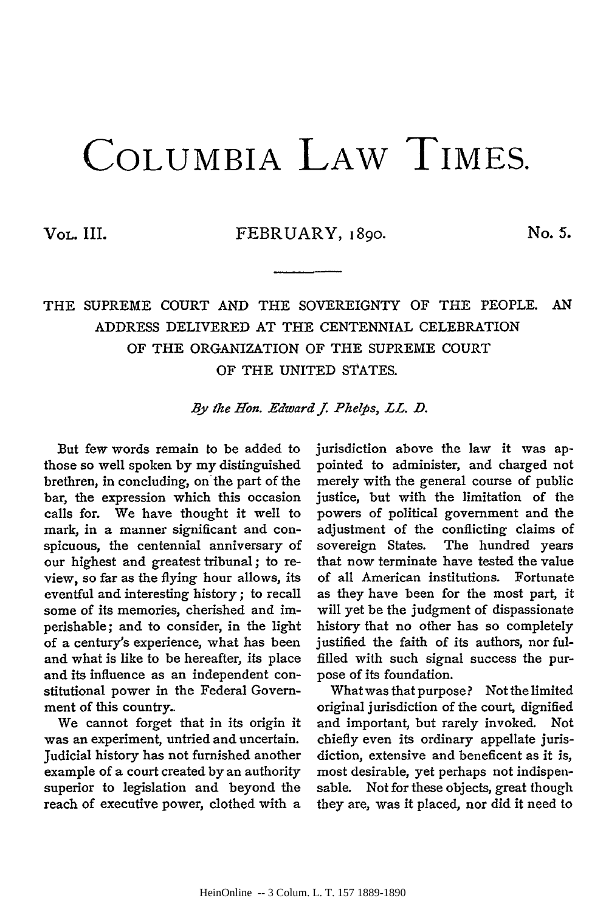# COLUMBIA LAW TIMES.

VOL. III. FEBRUARY, 1890. No. 5.

## THE SUPREME COURT AND THE SOVEREIGNTY OF THE PEOPLE. AN ADDRESS DELIVERED AT THE CENTENNIAL CELEBRATION OF THE ORGANIZATION OF THE SUPREME COURT OF THE UNITED STATES.

*By the Hon. Edward J. Phelps, LL. D.*

But few words remain to be added to those so well spoken by my distinguished brethren, in concluding, on the part of the bar, the expression which this occasion calls for. We have thought it well to mark, in a manner significant and conspicuous, the centennial anniversary of our highest and greatest tribunal; to review, so far as the flying hour allows, its eventful and interesting history; to recall some of its memories, cherished and imperishable; and to consider, in the light of a century's experience, what has been and what is like to be hereafter, its place and its influence as an independent constitutional power in the Federal Government of this country.

We cannot forget that in its origin it was an experiment, untried and uncertain. Judicial history has not furnished another example of a court created by an authority superior to legislation and beyond the reach of executive power, clothed with a jurisdiction above the law it was appointed to administer, and charged not merely with the general course of public justice, but with the limitation of the powers of political government and the adjustment of the conflicting claims of sovereign States. The hundred years that now terminate have tested the value of all American institutions. Fortunate as they have been for the most part, it will yet be the judgment of dispassionate history that no other has so completely justified the faith of its authors, nor fulfilled with such signal success the purpose of its foundation.

What was that purpose? Not the limited original jurisdiction of the court, dignified and important, but rarely invoked. Not chiefly even its ordinary appellate jurisdiction, extensive and beneficent as it is, most desirable, yet perhaps not indispensable. Not for these objects, great though they are, was it placed, nor did it need to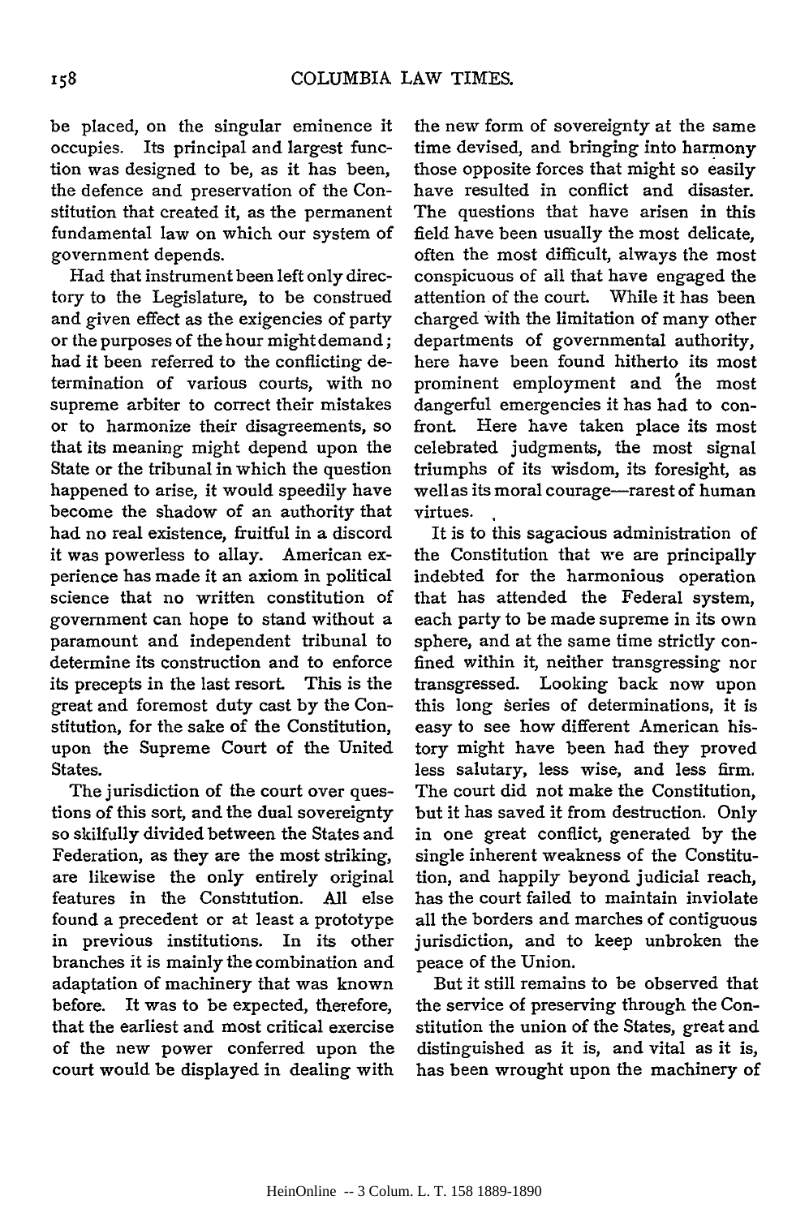be placed, on the singular eminence it occupies. Its principal and largest function was designed to be, as it has been, the defence and preservation of the Constitution that created it, as the permanent fundamental law on which our system of government depends.

Had that instrument been left only directory to the Legislature, to be construed and given effect as the exigencies of party or the purposes of the hour might demand; had it been referred to the conflicting determination of various courts, with no supreme arbiter to correct their mistakes or to harmonize their disagreements, so that its meaning might depend upon the State or the tribunal in which the question happened to arise, it would speedily have become the shadow of an authority that had no real existence, fruitful in a discord it was powerless to allay. American experience has made it an axiom in political science that no written constitution of government can hope to stand without a paramount and independent tribunal to determine its construction and to enforce its precepts in the last resort. This is the great and foremost duty cast by the Constitution, for the sake of the Constitution, upon the Supreme Court of the United States.

The jurisdiction of the court over questions of this sort, and the dual sovereignty so skilfully divided between the States and Federation, as they are the most striking, are likewise the only entirely original features in the Constitution. All else found a precedent or at least a prototype in previous institutions. In its other branches it is mainly the combination and adaptation of machinery that was known before. It was to be expected, therefore, that the earliest and most critical exercise of the new power conferred upon the court would be displayed in dealing with the new form of sovereignty at the same time devised, and bringing into harmony those opposite forces that might so easily have resulted in conflict and disaster. The questions that have arisen in this field have been usually the most delicate, often the most difficult, always the most conspicuous of all that have engaged the attention of the court. While it has been charged with the limitation of many other departments of governmental authority, here have been found hitherto its most prominent employment and the most dangerful emergencies it has had to confront. Here have taken place its most celebrated judgments, the most signal triumphs of its wisdom, its foresight, as well as its moral courage—rarest of human virtues.

It is to this sagacious administration of the Constitution that we are principally indebted for the harmonious operation that has attended the Federal system, each party to be made supreme in its own sphere, and at the same time strictly confined within it, neither transgressing nor transgressed. Looking back now upon this long series of determinations, it is easy to see how different American history might have been had they proved less salutary, less wise, and less firm. The court did not make the Constitution, but it has saved it from destruction. Only in one great conflict, generated by the single inherent weakness of the Constitution, and happily beyond judicial reach, has the court failed to maintain inviolate all the borders and marches of contiguous jurisdiction, and to keep unbroken the peace of the Union.

But it still remains to be observed that the service of preserving through the Constitution the union of the States, great and distinguished as it is, and vital as it is, has been wrought upon the machinery of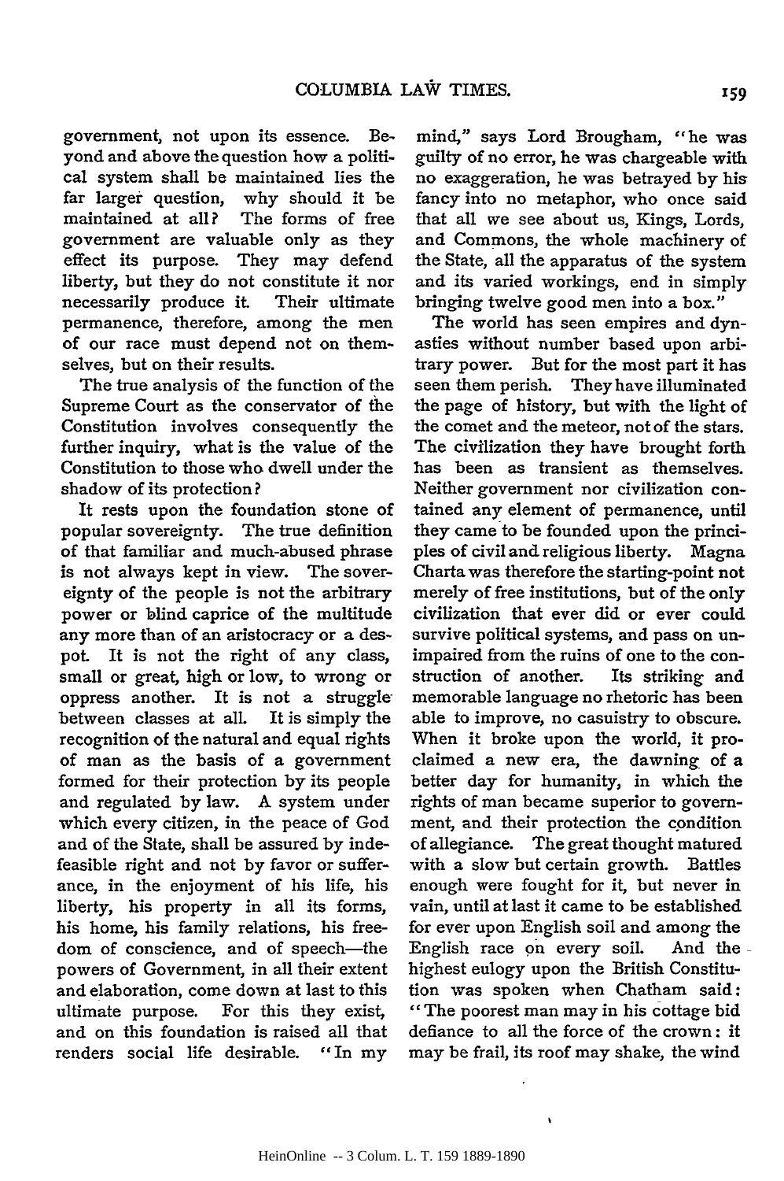government, not upon its essence. Beyond and above the question how a political system shall be maintained lies the far larger question, why should it be maintained at all? The forms of free government are valuable only as they effect its purpose. They may defend liberty, but they do not constitute it nor necessarily produce it. Their ultimate permanence, therefore, among the men of our race must depend not on themselves, but on their results.

The true analysis of the function of the Supreme Court as the conservator of the Constitution involves consequently the further inquiry, what is the value of the Constitution to those who dwell under the shadow of its protection?

It rests upon the foundation stone of popular sovereignty. The true definition of that familiar and much-abused phrase is not always kept in view. The sovereignty of the people is not the arbitrary power or blind caprice of the multitude any more than of an aristocracy or a despot. It is not the right of any class, small or great, high or low, to wrong or oppress another. It is not a struggle between classes at all. It is simply the recognition of the natural and equal rights of man as the basis of a government formed for their protection by its people and regulated by law. A system under which every citizen, in the peace of God and of the State, shall be assured by indefeasible right and not by favor or sufferance, in the enjoyment of his life, his liberty, his property in all its forms, his home, his family relations, his freedom of conscience, and of speech—the powers of Government, in all their extent and elaboration, come down at last to this ultimate purpose. For this they exist, and on this foundation is raised all that renders social life desirable. "In my mind," says Lord Brougham, "he was guilty of no error, he was chargeable with no exaggeration, he was betrayed by his fancy into no metaphor, who once said that all we see about us, Kings, Lords, and Commons, the whole machinery of the State, all the apparatus of the system and its varied workings, end in simply bringing twelve good men into a box."

The world has seen empires and dynasties without number based upon arbitrary power. But for the most part it has seen them perish. They have illuminated the page of history, but with the light of the comet and the meteor, not of the stars. The civilization they have brought forth has been as transient as themselves. Neither government nor civilization contained any element of permanence, until they came to be founded upon the principles of civil and religious liberty. Magna Charta was therefore the starting-point not merely of free institutions, but of the only civilization that ever did or ever could survive political systems, and pass on unimpaired from the ruins of one to the construction of another. Its striking and memorable language no rhetoric has been able to improve, no casuistry to obscure. When it broke upon the world, it proclaimed a new era, the dawning of a better day for humanity, in which the rights of man became superior to government, and their protection the condition of allegiance. The great thought matured with a slow but certain growth. Battles enough were fought for it, but never in vain, until at last it came to be established for ever upon English soil and among the English race on every soil. And the highest eulogy upon the British Constitution was spoken when Chatham said: "The poorest man may in his cottage bid defiance to all the force of the crown: it may be frail, its roof may shake, the wind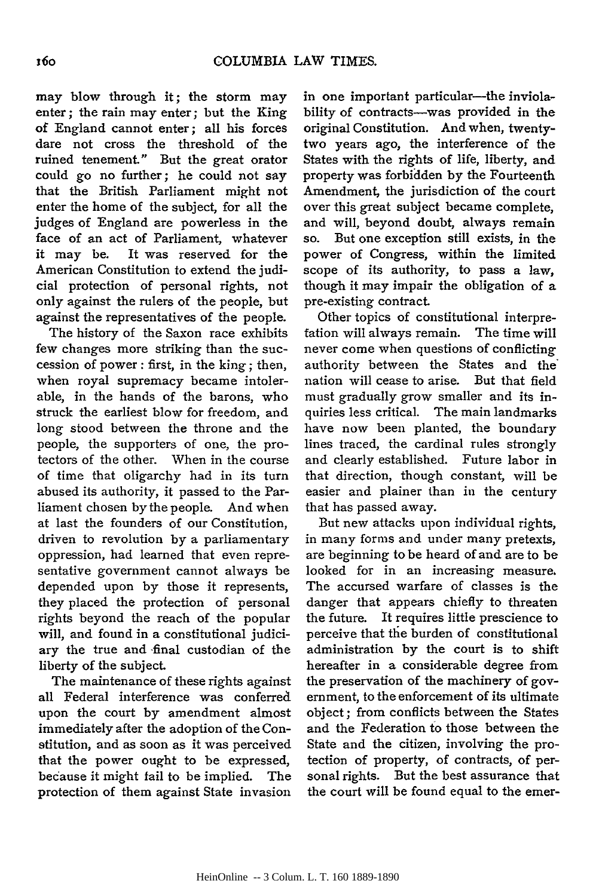may blow through it; the storm may enter; the rain may enter; but the King of England cannot enter; all his forces dare not cross the threshold of the ruined tenement." But the great orator could go no further; he could not say that the British Parliament might not enter the home of the subject, for all the judges of England are powerless in the face of an act of Parliament, whatever it may be. It was reserved for the American Constitution to extend the judicial protection of personal rights, not only against the rulers of the people, but against the representatives of the people.

The history of the Saxon race exhibits few changes more striking than the succession of power: first, in the king; then, when royal supremacy became intolerable, in the hands of the barons, who struck the earliest blow for freedom, and long stood between the throne and the people, the supporters of one, the protectors of the other. When in the course of time that oligarchy had in its turn abused its authority, it passed to the Parliament chosen by the people. And when at last the founders of our Constitution, driven to revolution by a parliamentary oppression, had learned that even representative government cannot always be depended upon by those it represents, they placed the protection of personal rights beyond the reach of the popular will, and found in a constitutional judiciary the true and final custodian of the liberty of the subject.

The maintenance of these rights against all Federal interference was conferred upon the court by amendment almost immediately after the adoption of the Constitution, and as soon as it was perceived that the power ought to be expressed, because it might fail to be implied. The protection of them against State invasion in one important particular—the inviolability of contracts—was provided in the original Constitution. And when, twenty-two years ago, the interference of the States with the rights of life, liberty, and property was forbidden by the Fourteenth Amendment, the jurisdiction of the court over this great subject became complete, and will, beyond doubt, always remain so. But one exception still exists, in the power of Congress, within the limited scope of its authority, to pass a law, though it may impair the obligation of a pre-existing contract.

Other topics of constitutional interpretation will always remain. The time will never come when questions of conflicting authority between the States and the nation will cease to arise. But that field must gradually grow smaller and its inquiries less critical. The main landmarks have now been planted, the boundary lines traced, the cardinal rules strongly and clearly established. Future labor in that direction, though constant, will be easier and plainer than in the century that has passed away.

But new attacks upon individual rights, in many forms and under many pretexts, are beginning to be heard of and are to be looked for in an increasing measure. The accursed warfare of classes is the danger that appears chiefly to threaten the future. It requires little prescience to perceive that the burden of constitutional administration by the court is to shift hereafter in a considerable degree from the preservation of the machinery of government, to the enforcement of its ultimate object; from conflicts between the States and the Federation to those between the State and the citizen, involving the protection of property, of contracts, of personal rights. But the best assurance that the court will be found equal to the emer-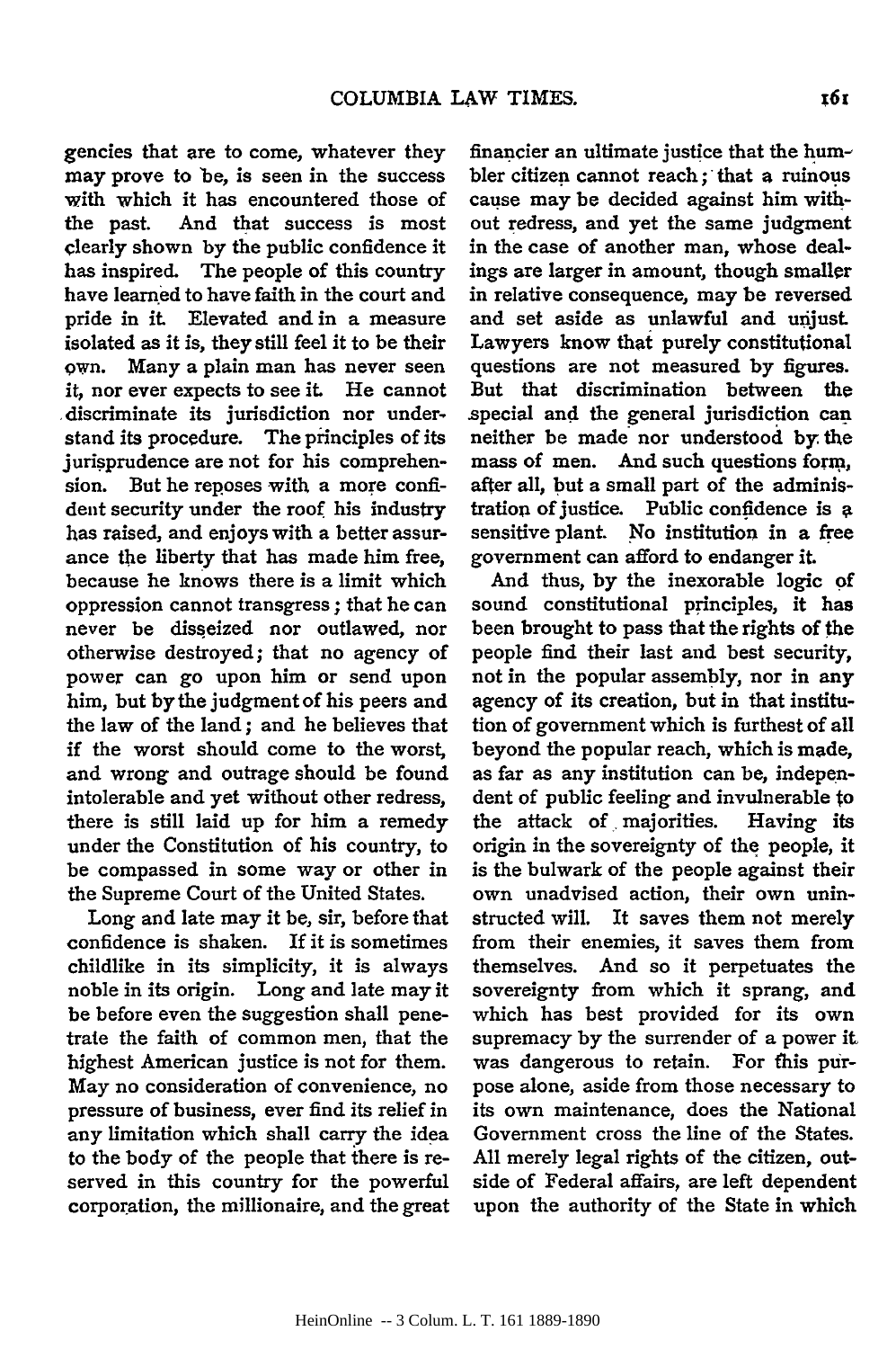gencies that are to come, whatever they may prove to be, is seen in the success with which it has encountered those of the past. And that success is most clearly shown by the public confidence it has inspired. The people of this country have learned to have faith in the court and pride in it. Elevated and in a measure isolated as it is, they still feel it to be their own. Many a plain man has never seen it, nor ever expects to see it. He cannot discriminate its jurisdiction nor understand its procedure. The principles of its jurisprudence are not for his comprehension. But he reposes with a more confident security under the roof his industry has raised, and enjoys with a better assurance the liberty that has made him free, because he knows there is a limit which oppression cannot transgress; that he can never be disseized nor outlawed, nor otherwise destroyed; that no agency of power can go upon him or send upon him, but by the judgment of his peers and the law of the land; and he believes that if the worst should come to the worst, and wrong and outrage should be found intolerable and yet without other redress, there is still laid up for him a remedy under the Constitution of his country, to be compassed in some way or other in the Supreme Court of the United States.

Long and late may it be, sir, before that confidence is shaken. If it is sometimes childlike in its simplicity, it is always noble in its origin. Long and late may it be before even the suggestion shall penetrate the faith of common men, that the highest American justice is not for them. May no consideration of convenience, no pressure of business, ever find its relief in any limitation which shall carry the idea to the body of the people that there is reserved in this country for the powerful corporation, the millionaire, and the great financier an ultimate justice that the humbler citizen cannot reach; that a ruinous cause may be decided against him without redress, and yet the same judgment in the case of another man, whose dealings are larger in amount, though smaller in relative consequence, may be reversed and set aside as unlawful and unjust. Lawyers know that purely constitutional questions are not measured by figures. But that discrimination between the special and the general jurisdiction can neither be made nor understood by the mass of men. And such questions form, after all, but a small part of the administration of justice. Public confidence is a sensitive plant. No institution in a free government can afford to endanger it.

And thus, by the inexorable logic of sound constitutional principles, it has been brought to pass that the rights of the people find their last and best security, not in the popular assembly, nor in any agency of its creation, but in that institution of government which is furthest of all beyond the popular reach, which is made, as far as any institution can be, independent of public feeling and invulnerable to the attack of majorities. Having its origin in the sovereignty of the people, it is the bulwark of the people against their own unadvised action, their own uninstructed will. It saves them not merely from their enemies, it saves them from themselves. And so it perpetuates the sovereignty from which it sprang, and which has best provided for its own supremacy by the surrender of a power it was dangerous to retain. For this purpose alone, aside from those necessary to its own maintenance, does the National Government cross the line of the States. All merely legal rights of the citizen, outside of Federal affairs, are left dependent upon the authority of the State in which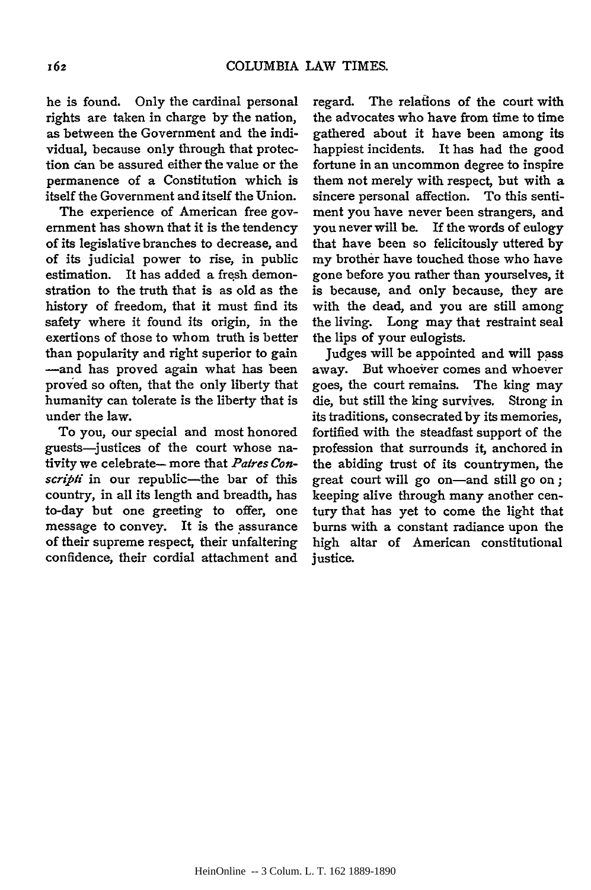he is found. Only the cardinal personal rights are taken in charge by the nation, as between the Government and the individual, because only through that protection can be assured either the value or the permanence of a Constitution which is itself the Government and itself the Union.

The experience of American free government has shown that it is the tendency of its legislative branches to decrease, and of its judicial power to rise, in public estimation. It has added a fresh demonstration to the truth that is as old as the history of freedom, that it must find its safety where it found its origin, in the exertions of those to whom truth is better than popularity and right superior to gain—and has proved again what has been proved so often, that the only liberty that humanity can tolerate is the liberty that is under the law.

To you, our special and most honored guests—justices of the court whose nativity we celebrate—more that *Patres Conscripti* in our republic—the bar of this country, in all its length and breadth, has to-day but one greeting to offer, one message to convey. It is the assurance of their supreme respect, their unfaltering confidence, their cordial attachment and regard. The relations of the court with the advocates who have from time to time gathered about it have been among its happiest incidents. It has had the good fortune in an uncommon degree to inspire them not merely with respect, but with a sincere personal affection. To this sentiment you have never been strangers, and you never will be. If the words of eulogy that have been so felicitously uttered by my brother have touched those who have gone before you rather than yourselves, it is because, and only because, they are with the dead, and you are still among the living. Long may that restraint seal the lips of your eulogists.

Judges will be appointed and will pass away. But whoever comes and whoever goes, the court remains. The king may die, but still the king survives. Strong in its traditions, consecrated by its memories, fortified with the steadfast support of the profession that surrounds it, anchored in the abiding trust of its countrymen, the great court will go on—and still go on; keeping alive through many another century that has yet to come the light that burns with a constant radiance upon the high altar of American constitutional justice.